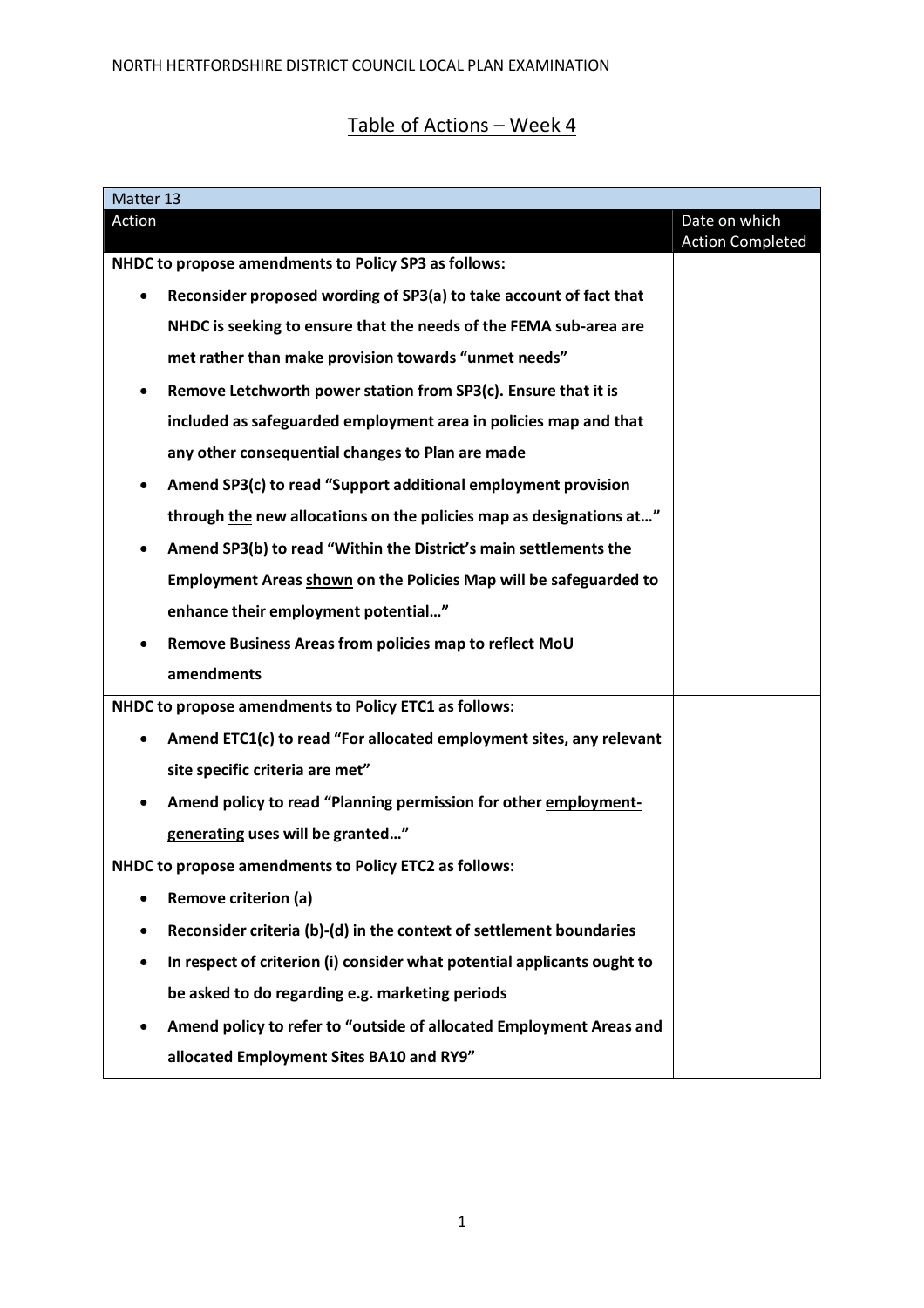# Table of Actions – Week 4

| Matter 13 | |
|---|---|
| **Action** | **Date on which Action Completed** |
| **NHDC to propose amendments to Policy SP3 as follows:**<br>• **Reconsider proposed wording of SP3(a) to take account of fact that NHDC is seeking to ensure that the needs of the FEMA sub-area are met rather than make provision towards "unmet needs"**<br>• **Remove Letchworth power station from SP3(c). Ensure that it is included as safeguarded employment area in policies map and that any other consequential changes to Plan are made**<br>• **Amend SP3(c) to read "Support additional employment provision through <u>the</u> new allocations on the policies map as designations at…"**<br>• **Amend SP3(b) to read "Within the District's main settlements the Employment Areas <u>shown</u> on the Policies Map will be safeguarded to enhance their employment potential…"**<br>• **Remove Business Areas from policies map to reflect MoU amendments** | |
| **NHDC to propose amendments to Policy ETC1 as follows:**<br>• **Amend ETC1(c) to read "For allocated employment sites, any relevant site specific criteria are met"**<br>• **Amend policy to read "Planning permission for other <u>employment-generating</u> uses will be granted…"** | |
| **NHDC to propose amendments to Policy ETC2 as follows:**<br>• **Remove criterion (a)**<br>• **Reconsider criteria (b)-(d) in the context of settlement boundaries**<br>• **In respect of criterion (i) consider what potential applicants ought to be asked to do regarding e.g. marketing periods**<br>• **Amend policy to refer to "outside of allocated Employment Areas and allocated Employment Sites BA10 and RY9"** | |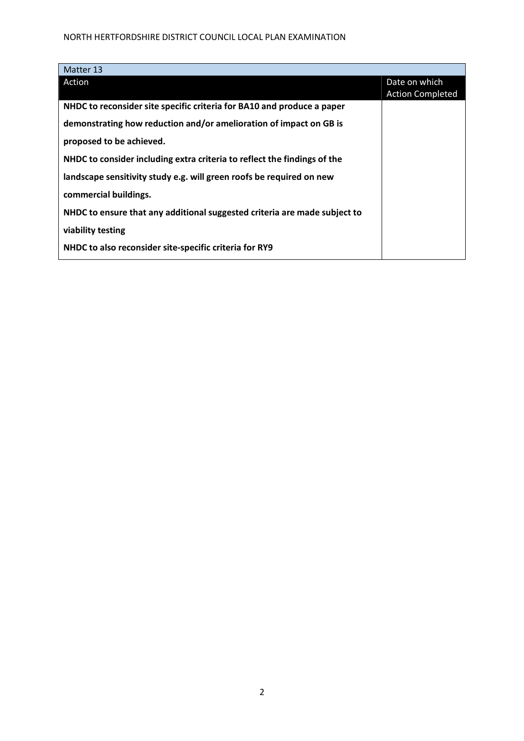| Matter 13 | |
|---|---|
| Action | Date on which Action Completed |
| **NHDC to reconsider site specific criteria for BA10 and produce a paper demonstrating how reduction and/or amelioration of impact on GB is proposed to be achieved.**<br>**NHDC to consider including extra criteria to reflect the findings of the landscape sensitivity study e.g. will green roofs be required on new commercial buildings.**<br>**NHDC to ensure that any additional suggested criteria are made subject to viability testing**<br>**NHDC to also reconsider site-specific criteria for RY9** | |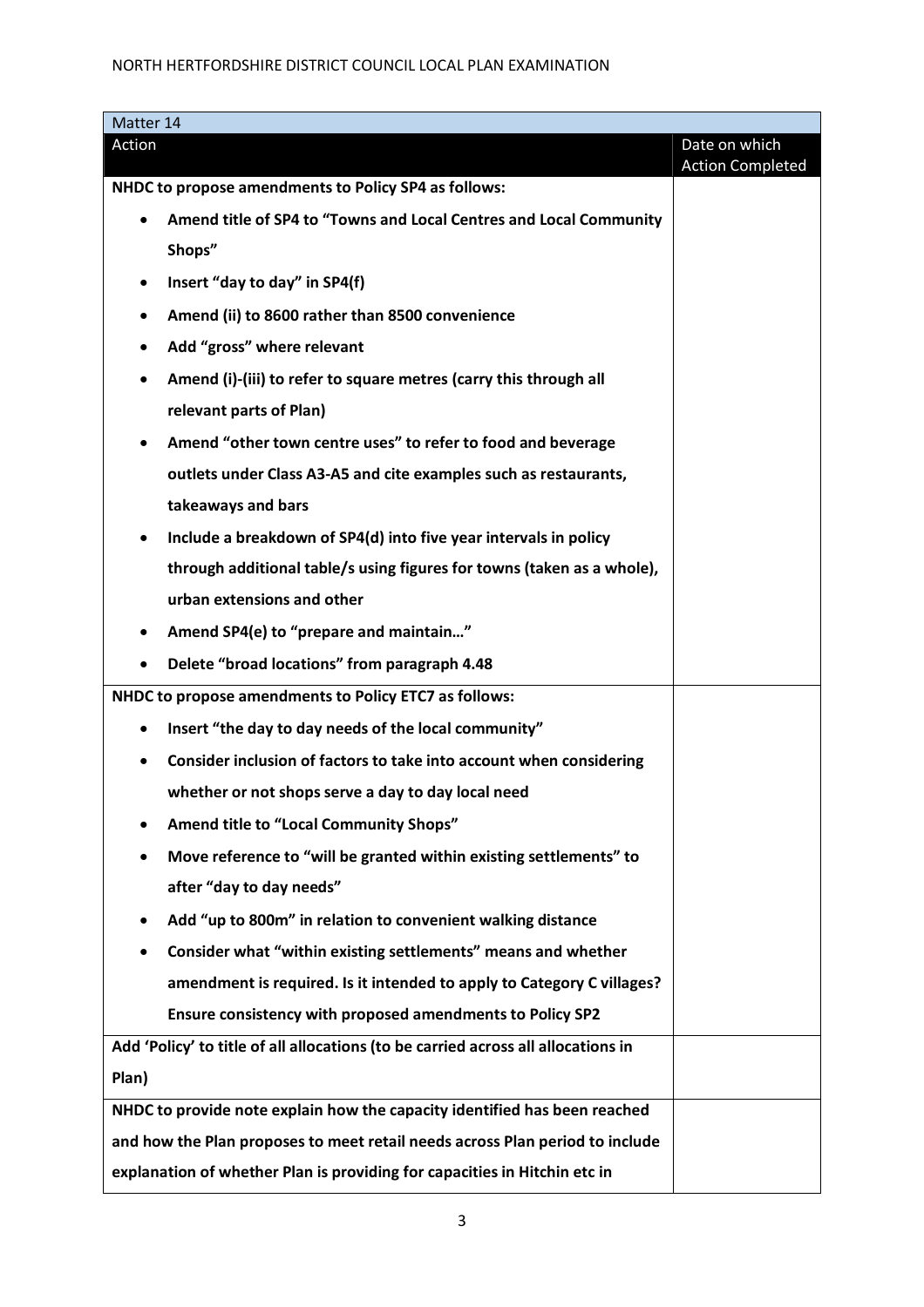| Matter 14 | |
|---|---|
| Action | Date on which Action Completed |
| **NHDC to propose amendments to Policy SP4 as follows:**<br>• **Amend title of SP4 to "Towns and Local Centres and Local Community Shops"**<br>• **Insert "day to day" in SP4(f)**<br>• **Amend (ii) to 8600 rather than 8500 convenience**<br>• **Add "gross" where relevant**<br>• **Amend (i)-(iii) to refer to square metres (carry this through all relevant parts of Plan)**<br>• **Amend "other town centre uses" to refer to food and beverage outlets under Class A3-A5 and cite examples such as restaurants, takeaways and bars**<br>• **Include a breakdown of SP4(d) into five year intervals in policy through additional table/s using figures for towns (taken as a whole), urban extensions and other**<br>• **Amend SP4(e) to "prepare and maintain…"**<br>• **Delete "broad locations" from paragraph 4.48** | |
| **NHDC to propose amendments to Policy ETC7 as follows:**<br>• **Insert "the day to day needs of the local community"**<br>• **Consider inclusion of factors to take into account when considering whether or not shops serve a day to day local need**<br>• **Amend title to "Local Community Shops"**<br>• **Move reference to "will be granted within existing settlements" to after "day to day needs"**<br>• **Add "up to 800m" in relation to convenient walking distance**<br>• **Consider what "within existing settlements" means and whether amendment is required. Is it intended to apply to Category C villages? Ensure consistency with proposed amendments to Policy SP2** | |
| **Add 'Policy' to title of all allocations (to be carried across all allocations in Plan)** | |
| **NHDC to provide note explain how the capacity identified has been reached and how the Plan proposes to meet retail needs across Plan period to include explanation of whether Plan is providing for capacities in Hitchin etc in** | |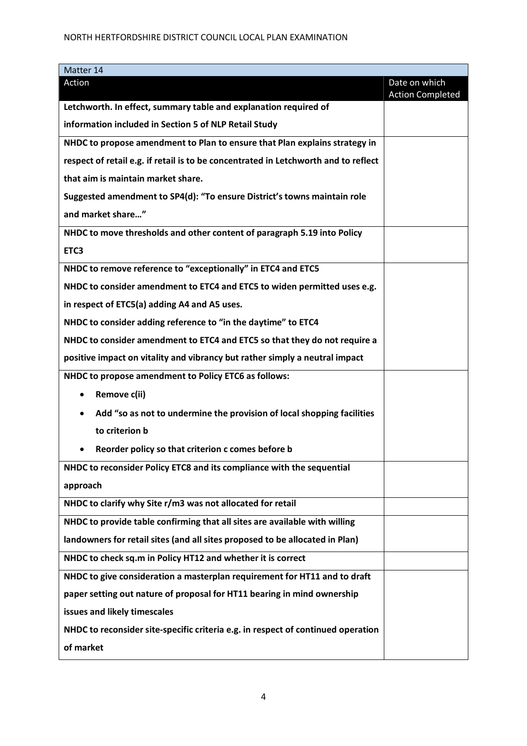| Matter 14 | |
|---|---|
| Action | Date on which Action Completed |
| **Letchworth. In effect, summary table and explanation required of information included in Section 5 of NLP Retail Study** | |
| **NHDC to propose amendment to Plan to ensure that Plan explains strategy in respect of retail e.g. if retail is to be concentrated in Letchworth and to reflect that aim is maintain market share.**<br>**Suggested amendment to SP4(d): "To ensure District's towns maintain role and market share…"** | |
| **NHDC to move thresholds and other content of paragraph 5.19 into Policy ETC3** | |
| **NHDC to remove reference to "exceptionally" in ETC4 and ETC5**<br>**NHDC to consider amendment to ETC4 and ETC5 to widen permitted uses e.g. in respect of ETC5(a) adding A4 and A5 uses.**<br>**NHDC to consider adding reference to "in the daytime" to ETC4**<br>**NHDC to consider amendment to ETC4 and ETC5 so that they do not require a positive impact on vitality and vibrancy but rather simply a neutral impact** | |
| **NHDC to propose amendment to Policy ETC6 as follows:**<br>• **Remove c(ii)**<br>• **Add "so as not to undermine the provision of local shopping facilities to criterion b**<br>• **Reorder policy so that criterion c comes before b** | |
| **NHDC to reconsider Policy ETC8 and its compliance with the sequential approach** | |
| **NHDC to clarify why Site r/m3 was not allocated for retail** | |
| **NHDC to provide table confirming that all sites are available with willing landowners for retail sites (and all sites proposed to be allocated in Plan)** | |
| **NHDC to check sq.m in Policy HT12 and whether it is correct** | |
| **NHDC to give consideration a masterplan requirement for HT11 and to draft paper setting out nature of proposal for HT11 bearing in mind ownership issues and likely timescales**<br>**NHDC to reconsider site-specific criteria e.g. in respect of continued operation of market** | |